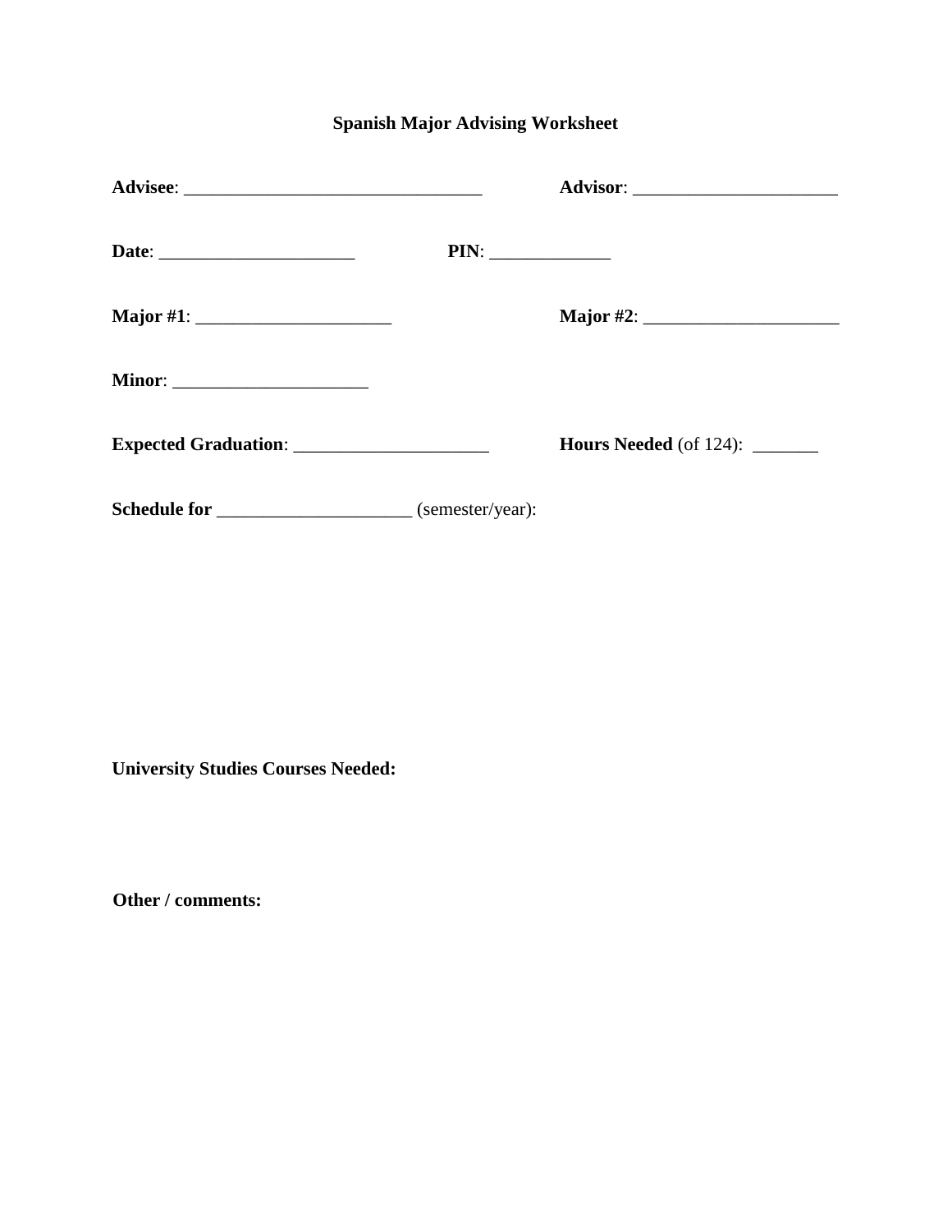# Spanish Major Advising Worksheet

**Advisee**: ________________________________ **Advisor**: ______________________

**Date**: _____________________ **PIN**: _____________

**Major #1**: _____________________ **Major #2**: _____________________

**Minor**: _____________________

**Expected Graduation**: _____________________ **Hours Needed** (of 124): _______

**Schedule for** _____________________ (semester/year):

**University Studies Courses Needed:**

**Other / comments:**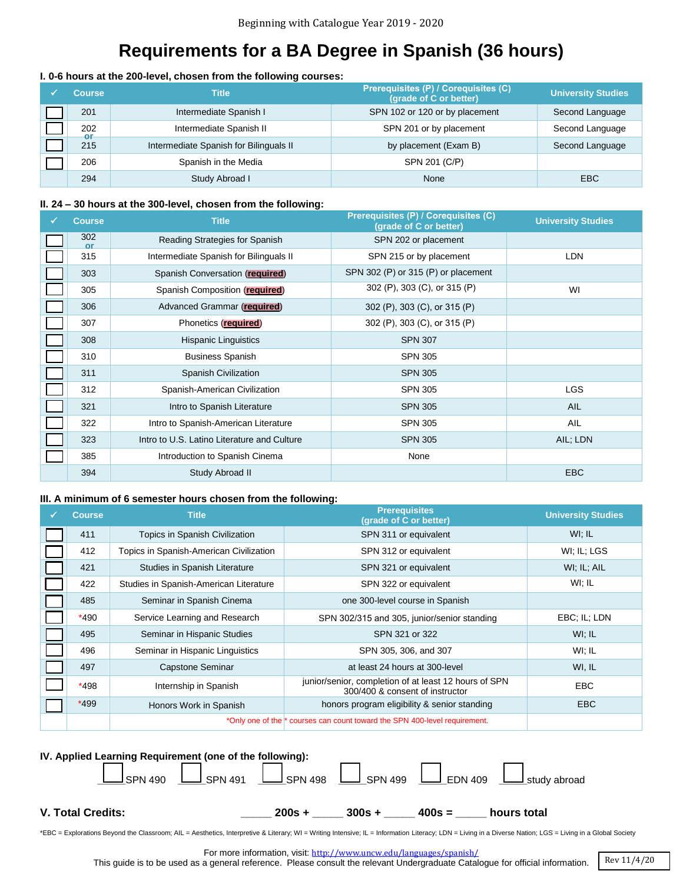Beginning with Catalogue Year 2019 - 2020

# Requirements for a BA Degree in Spanish (36 hours)

### I. 0-6 hours at the 200-level, chosen from the following courses:

| ✓ | Course | Title | Prerequisites (P) / Corequisites (C) (grade of C or better) | University Studies |
|---|---|---|---|---|
| ☐ | 201 | Intermediate Spanish I | SPN 102 or 120 or by placement | Second Language |
| ☐ | 202 or | Intermediate Spanish II | SPN 201 or by placement | Second Language |
| ☐ | 215 | Intermediate Spanish for Bilinguals II | by placement (Exam B) | Second Language |
| ☐ | 206 | Spanish in the Media | SPN 201 (C/P) | |
| | 294 | Study Abroad I | None | EBC |

### II. 24 – 30 hours at the 300-level, chosen from the following:

| ✓ | Course | Title | Prerequisites (P) / Corequisites (C) (grade of C or better) | University Studies |
|---|---|---|---|---|
| ☐ | 302 or | Reading Strategies for Spanish | SPN 202 or placement | |
| ☐ | 315 | Intermediate Spanish for Bilinguals II | SPN 215 or by placement | LDN |
| ☐ | 303 | Spanish Conversation (**required**) | SPN 302 (P) or 315 (P) or placement | |
| ☐ | 305 | Spanish Composition (**required**) | 302 (P), 303 (C), or 315 (P) | WI |
| ☐ | 306 | Advanced Grammar (**required**) | 302 (P), 303 (C), or 315 (P) | |
| ☐ | 307 | Phonetics (**required**) | 302 (P), 303 (C), or 315 (P) | |
| ☐ | 308 | Hispanic Linguistics | SPN 307 | |
| ☐ | 310 | Business Spanish | SPN 305 | |
| ☐ | 311 | Spanish Civilization | SPN 305 | |
| ☐ | 312 | Spanish-American Civilization | SPN 305 | LGS |
| ☐ | 321 | Intro to Spanish Literature | SPN 305 | AIL |
| ☐ | 322 | Intro to Spanish-American Literature | SPN 305 | AIL |
| ☐ | 323 | Intro to U.S. Latino Literature and Culture | SPN 305 | AIL; LDN |
| ☐ | 385 | Introduction to Spanish Cinema | None | |
| | 394 | Study Abroad II | | EBC |

### III. A minimum of 6 semester hours chosen from the following:

| ✓ | Course | Title | Prerequisites (grade of C or better) | University Studies |
|---|---|---|---|---|
| ☐ | 411 | Topics in Spanish Civilization | SPN 311 or equivalent | WI; IL |
| ☐ | 412 | Topics in Spanish-American Civilization | SPN 312 or equivalent | WI; IL; LGS |
| ☐ | 421 | Studies in Spanish Literature | SPN 321 or equivalent | WI; IL; AIL |
| ☐ | 422 | Studies in Spanish-American Literature | SPN 322 or equivalent | WI; IL |
| ☐ | 485 | Seminar in Spanish Cinema | one 300-level course in Spanish | |
| ☐ | *490 | Service Learning and Research | SPN 302/315 and 305, junior/senior standing | EBC; IL; LDN |
| ☐ | 495 | Seminar in Hispanic Studies | SPN 321 or 322 | WI; IL |
| ☐ | 496 | Seminar in Hispanic Linguistics | SPN 305, 306, and 307 | WI; IL |
| ☐ | 497 | Capstone Seminar | at least 24 hours at 300-level | WI, IL |
| ☐ | *498 | Internship in Spanish | junior/senior, completion of at least 12 hours of SPN 300/400 & consent of instructor | EBC |
| ☐ | *499 | Honors Work in Spanish | honors program eligibility & senior standing | EBC |
| | | *Only one of the * courses can count toward the SPN 400-level requirement. | | |

### IV. Applied Learning Requirement (one of the following):

☐ SPN 490 ☐ SPN 491 ☐ SPN 498 ☐ SPN 499 ☐ EDN 409 ☐ study abroad

### V. Total Credits: _____ 200s + _____ 300s + _____ 400s = _____ hours total

*EBC = Explorations Beyond the Classroom; AIL = Aesthetics, Interpretive & Literary; WI = Writing Intensive; IL = Information Literacy; LDN = Living in a Diverse Nation; LGS = Living in a Global Society

For more information, visit: http://www.uncw.edu/languages/spanish/
This guide is to be used as a general reference. Please consult the relevant Undergraduate Catalogue for official information.

Rev 11/4/20